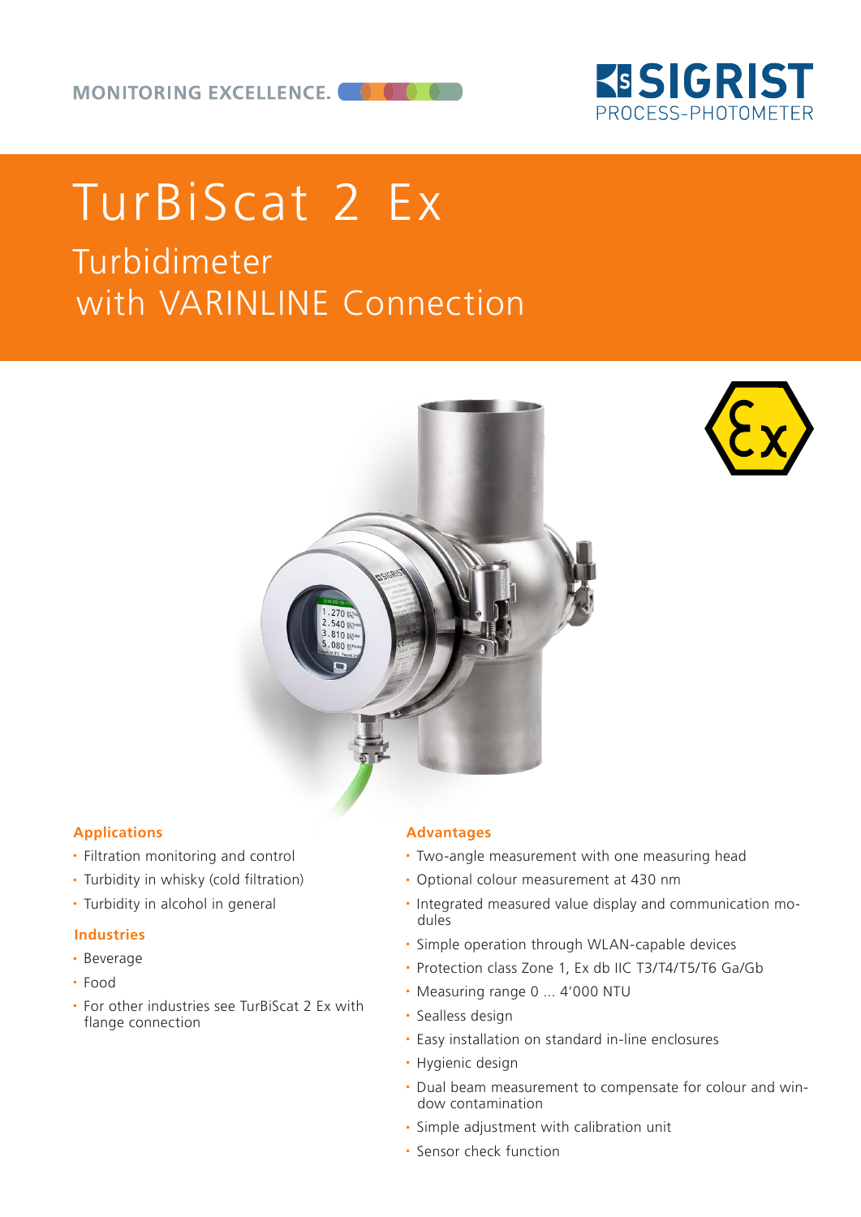MONITORING EXCELLENCE.

SIGRIST PROCESS-PHOTOMETER

# TurBiScat 2 Ex

## Turbidimeter with VARINLINE Connection

### Applications

- Filtration monitoring and control
- Turbidity in whisky (cold filtration)
- Turbidity in alcohol in general

### Industries

- Beverage
- Food
- For other industries see TurBiScat 2 Ex with flange connection

### Advantages

- Two-angle measurement with one measuring head
- Optional colour measurement at 430 nm
- Integrated measured value display and communication modules
- Simple operation through WLAN-capable devices
- Protection class Zone 1, Ex db IIC T3/T4/T5/T6 Ga/Gb
- Measuring range 0 ... 4'000 NTU
- Sealless design
- Easy installation on standard in-line enclosures
- Hygienic design
- Dual beam measurement to compensate for colour and window contamination
- Simple adjustment with calibration unit
- Sensor check function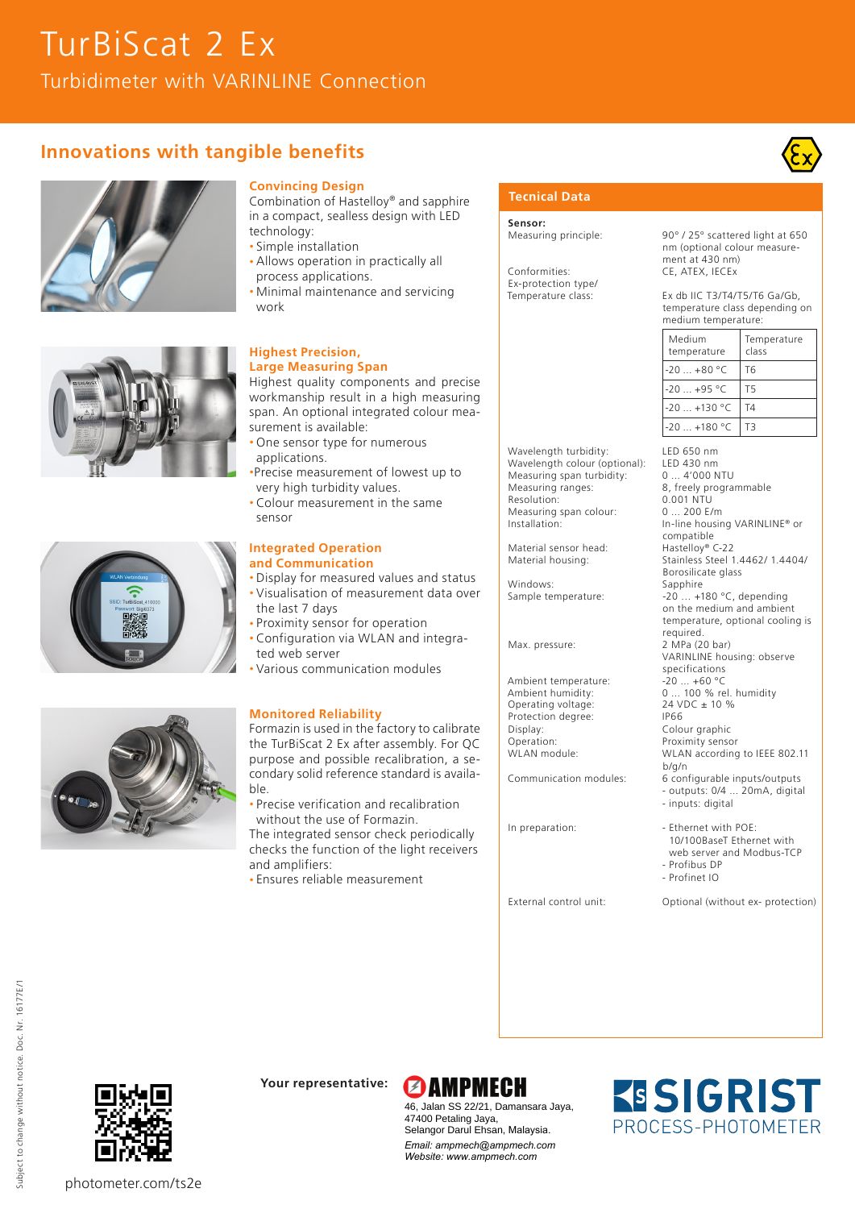# TurBiScat 2 Ex

## Turbidimeter with VARINLINE Connection

## Innovations with tangible benefits

### Convincing Design

Combination of Hastelloy® and sapphire in a compact, sealless design with LED technology:

- Simple installation
- Allows operation in practically all process applications.
- Minimal maintenance and servicing work

### Highest Precision, Large Measuring Span

Highest quality components and precise workmanship result in a high measuring span. An optional integrated colour measurement is available:

- One sensor type for numerous applications.
- Precise measurement of lowest up to very high turbidity values.
- Colour measurement in the same sensor

### Integrated Operation and Communication

- Display for measured values and status
- Visualisation of measurement data over the last 7 days
- Proximity sensor for operation
- Configuration via WLAN and integrated web server
- Various communication modules

### Monitored Reliability

Formazin is used in the factory to calibrate the TurBiScat 2 Ex after assembly. For QC purpose and possible recalibration, a secondary solid reference standard is available.

- Precise verification and recalibration without the use of Formazin.

The integrated sensor check periodically checks the function of the light receivers and amplifiers:

- Ensures reliable measurement

## Tecnical Data

**Sensor:**

| | |
|---|---|
| Measuring principle: | 90° / 25° scattered light at 650 nm (optional colour measurement at 430 nm) |
| Conformities: | CE, ATEX, IECEx |
| Ex-protection type/ Temperature class: | Ex db IIC T3/T4/T5/T6 Ga/Gb, temperature class depending on medium temperature: |

| Medium temperature | Temperature class |
|---|---|
| -20 ... +80 °C | T6 |
| -20 ... +95 °C | T5 |
| -20 ... +130 °C | T4 |
| -20 ... +180 °C | T3 |

| | |
|---|---|
| Wavelength turbidity: | LED 650 nm |
| Wavelength colour (optional): | LED 430 nm |
| Measuring span turbidity: | 0 ... 4'000 NTU |
| Measuring ranges: | 8, freely programmable |
| Resolution: | 0.001 NTU |
| Measuring span colour: | 0 ... 200 E/m |
| Installation: | In-line housing VARINLINE® or compatible |
| Material sensor head: | Hastelloy® C-22 |
| Material housing: | Stainless Steel 1.4462/ 1.4404/ Borosilicate glass |
| Windows: | Sapphire |
| Sample temperature: | -20 ... +180 °C, depending on the medium and ambient temperature, optional cooling is required. |
| Max. pressure: | 2 MPa (20 bar) VARINLINE housing: observe specifications |
| Ambient temperature: | -20 ... +60 °C |
| Ambient humidity: | 0 ... 100 % rel. humidity |
| Operating voltage: | 24 VDC ± 10 % |
| Protection degree: | IP66 |
| Display: | Colour graphic |
| Operation: | Proximity sensor |
| WLAN module: | WLAN according to IEEE 802.11 b/g/n |
| Communication modules: | 6 configurable inputs/outputs<br>- outputs: 0/4 ... 20mA, digital<br>- inputs: digital |
| In preparation: | - Ethernet with POE: 10/100BaseT Ethernet with web server and Modbus-TCP<br>- Profibus DP<br>- Profinet IO |
| External control unit: | Optional (without ex- protection) |

Subject to change without notice. Doc. Nr. 16177E/1

photometer.com/ts2e

**Your representative:**

AMPMECH
46, Jalan SS 22/21, Damansara Jaya,
47400 Petaling Jaya,
Selangor Darul Ehsan, Malaysia.
*Email: ampmech@ampmech.com*
*Website: www.ampmech.com*

SIGRIST PROCESS-PHOTOMETER